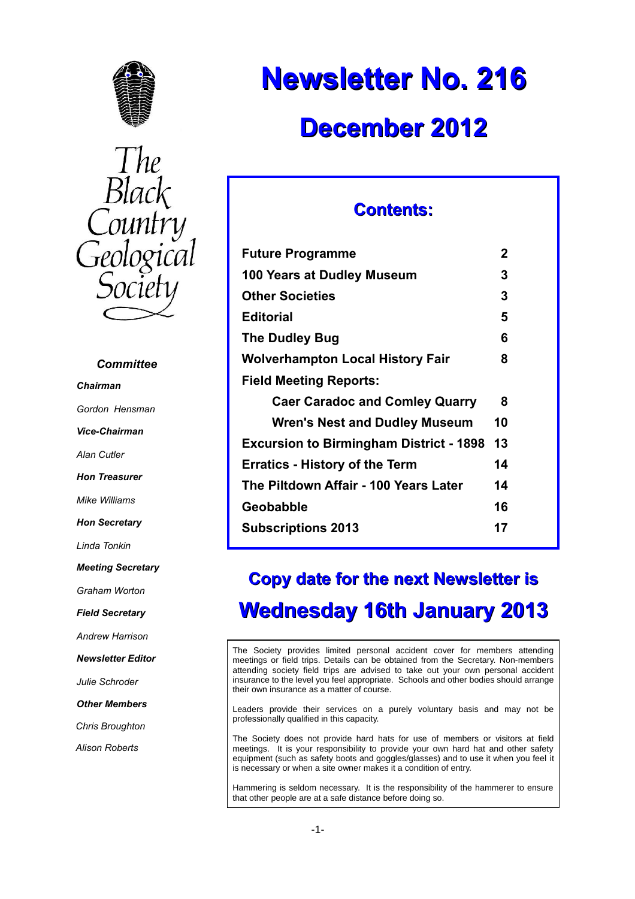# Newsletter No. 216

## December 2012

The Black Country Geological Society

### Committee

***Chairman***

*Gordon Hensman*

***Vice-Chairman***

*Alan Cutler*

***Hon Treasurer***

*Mike Williams*

***Hon Secretary***

*Linda Tonkin*

***Meeting Secretary***

*Graham Worton*

***Field Secretary***

*Andrew Harrison*

***Newsletter Editor***

*Julie Schroder*

***Other Members***

*Chris Broughton*

*Alison Roberts*

### Contents:

| | |
|---|---|
| **Future Programme** | **2** |
| **100 Years at Dudley Museum** | **3** |
| **Other Societies** | **3** |
| **Editorial** | **5** |
| **The Dudley Bug** | **6** |
| **Wolverhampton Local History Fair** | **8** |
| **Field Meeting Reports:** | |
| **Caer Caradoc and Comley Quarry** | **8** |
| **Wren's Nest and Dudley Museum** | **10** |
| **Excursion to Birmingham District - 1898** | **13** |
| **Erratics - History of the Term** | **14** |
| **The Piltdown Affair - 100 Years Later** | **14** |
| **Geobabble** | **16** |
| **Subscriptions 2013** | **17** |

## Copy date for the next Newsletter is

## Wednesday 16th January 2013

The Society provides limited personal accident cover for members attending meetings or field trips. Details can be obtained from the Secretary. Non-members attending society field trips are advised to take out your own personal accident insurance to the level you feel appropriate. Schools and other bodies should arrange their own insurance as a matter of course.

Leaders provide their services on a purely voluntary basis and may not be professionally qualified in this capacity.

The Society does not provide hard hats for use of members or visitors at field meetings. It is your responsibility to provide your own hard hat and other safety equipment (such as safety boots and goggles/glasses) and to use it when you feel it is necessary or when a site owner makes it a condition of entry.

Hammering is seldom necessary. It is the responsibility of the hammerer to ensure that other people are at a safe distance before doing so.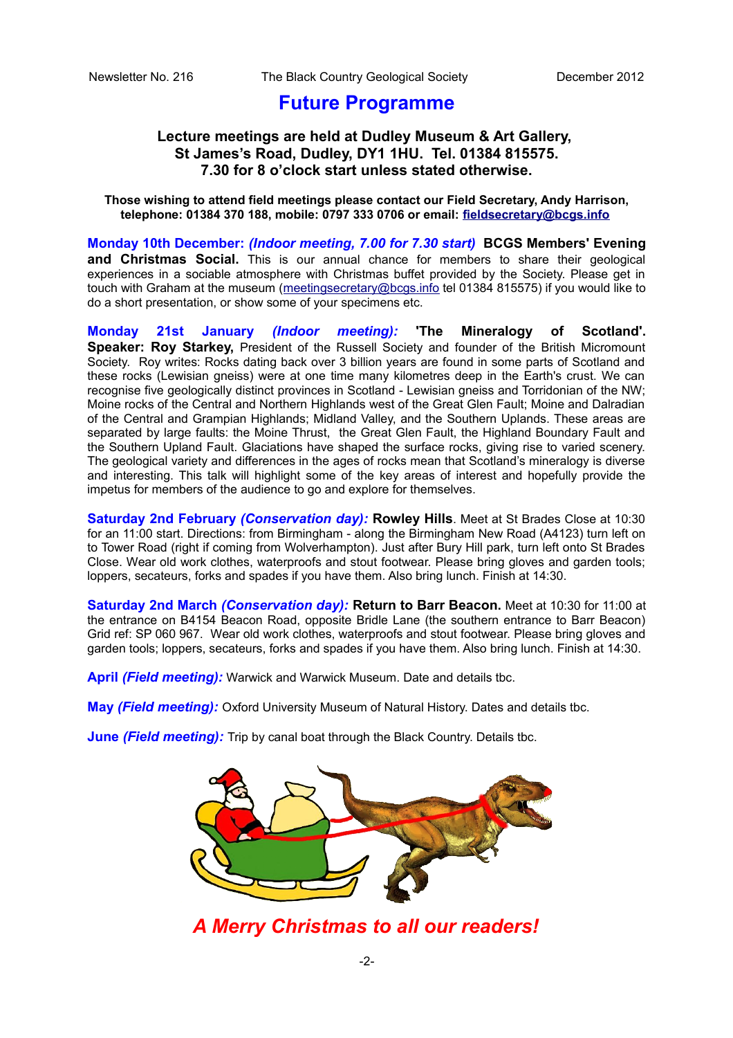# Future Programme

**Lecture meetings are held at Dudley Museum & Art Gallery, St James's Road, Dudley, DY1 1HU. Tel. 01384 815575. 7.30 for 8 o'clock start unless stated otherwise.**

**Those wishing to attend field meetings please contact our Field Secretary, Andy Harrison, telephone: 01384 370 188, mobile: 0797 333 0706 or email: fieldsecretary@bcgs.info**

**Monday 10th December:** ***(Indoor meeting, 7.00 for 7.30 start)*** **BCGS Members' Evening and Christmas Social.** This is our annual chance for members to share their geological experiences in a sociable atmosphere with Christmas buffet provided by the Society. Please get in touch with Graham at the museum (meetingsecretary@bcgs.info tel 01384 815575) if you would like to do a short presentation, or show some of your specimens etc.

**Monday 21st January** ***(Indoor meeting):*** **'The Mineralogy of Scotland'. Speaker: Roy Starkey,** President of the Russell Society and founder of the British Micromount Society. Roy writes: Rocks dating back over 3 billion years are found in some parts of Scotland and these rocks (Lewisian gneiss) were at one time many kilometres deep in the Earth's crust. We can recognise five geologically distinct provinces in Scotland - Lewisian gneiss and Torridonian of the NW; Moine rocks of the Central and Northern Highlands west of the Great Glen Fault; Moine and Dalradian of the Central and Grampian Highlands; Midland Valley, and the Southern Uplands. These areas are separated by large faults: the Moine Thrust, the Great Glen Fault, the Highland Boundary Fault and the Southern Upland Fault. Glaciations have shaped the surface rocks, giving rise to varied scenery. The geological variety and differences in the ages of rocks mean that Scotland's mineralogy is diverse and interesting. This talk will highlight some of the key areas of interest and hopefully provide the impetus for members of the audience to go and explore for themselves.

**Saturday 2nd February** ***(Conservation day):*** **Rowley Hills**. Meet at St Brades Close at 10:30 for an 11:00 start. Directions: from Birmingham - along the Birmingham New Road (A4123) turn left on to Tower Road (right if coming from Wolverhampton). Just after Bury Hill park, turn left onto St Brades Close. Wear old work clothes, waterproofs and stout footwear. Please bring gloves and garden tools; loppers, secateurs, forks and spades if you have them. Also bring lunch. Finish at 14:30.

**Saturday 2nd March** ***(Conservation day):*** **Return to Barr Beacon.** Meet at 10:30 for 11:00 at the entrance on B4154 Beacon Road, opposite Bridle Lane (the southern entrance to Barr Beacon) Grid ref: SP 060 967. Wear old work clothes, waterproofs and stout footwear. Please bring gloves and garden tools; loppers, secateurs, forks and spades if you have them. Also bring lunch. Finish at 14:30.

**April** ***(Field meeting):*** Warwick and Warwick Museum. Date and details tbc.

**May** ***(Field meeting):*** Oxford University Museum of Natural History. Dates and details tbc.

**June** ***(Field meeting):*** Trip by canal boat through the Black Country. Details tbc.

***A Merry Christmas to all our readers!***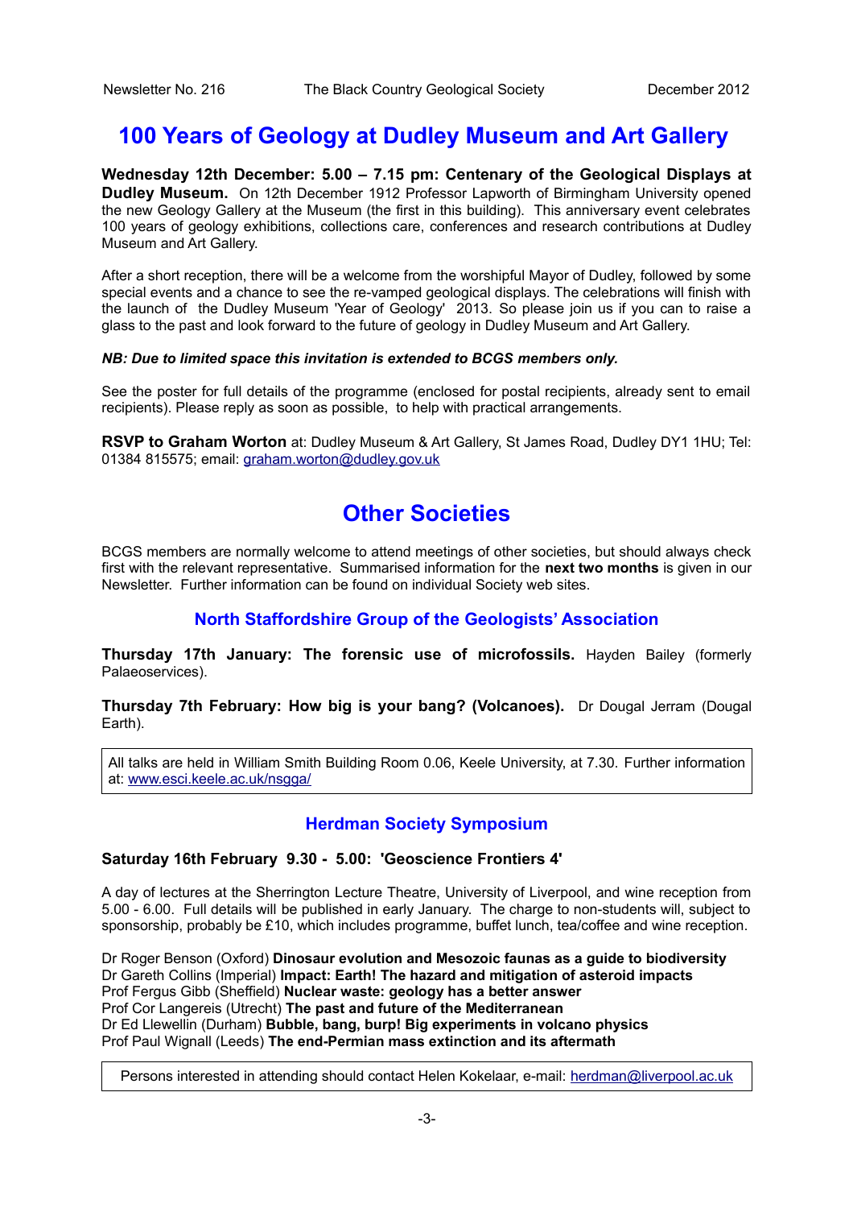# 100 Years of Geology at Dudley Museum and Art Gallery

**Wednesday 12th December: 5.00 – 7.15 pm: Centenary of the Geological Displays at Dudley Museum.** On 12th December 1912 Professor Lapworth of Birmingham University opened the new Geology Gallery at the Museum (the first in this building). This anniversary event celebrates 100 years of geology exhibitions, collections care, conferences and research contributions at Dudley Museum and Art Gallery.

After a short reception, there will be a welcome from the worshipful Mayor of Dudley, followed by some special events and a chance to see the re-vamped geological displays. The celebrations will finish with the launch of the Dudley Museum 'Year of Geology' 2013. So please join us if you can to raise a glass to the past and look forward to the future of geology in Dudley Museum and Art Gallery.

***NB: Due to limited space this invitation is extended to BCGS members only.***

See the poster for full details of the programme (enclosed for postal recipients, already sent to email recipients). Please reply as soon as possible, to help with practical arrangements.

**RSVP to Graham Worton** at: Dudley Museum & Art Gallery, St James Road, Dudley DY1 1HU; Tel: 01384 815575; email: graham.worton@dudley.gov.uk

# Other Societies

BCGS members are normally welcome to attend meetings of other societies, but should always check first with the relevant representative. Summarised information for the **next two months** is given in our Newsletter. Further information can be found on individual Society web sites.

## North Staffordshire Group of the Geologists' Association

**Thursday 17th January: The forensic use of microfossils.** Hayden Bailey (formerly Palaeoservices).

**Thursday 7th February: How big is your bang? (Volcanoes).** Dr Dougal Jerram (Dougal Earth).

All talks are held in William Smith Building Room 0.06, Keele University, at 7.30. Further information at: www.esci.keele.ac.uk/nsgga/

## Herdman Society Symposium

**Saturday 16th February 9.30 - 5.00: 'Geoscience Frontiers 4'**

A day of lectures at the Sherrington Lecture Theatre, University of Liverpool, and wine reception from 5.00 - 6.00. Full details will be published in early January. The charge to non-students will, subject to sponsorship, probably be £10, which includes programme, buffet lunch, tea/coffee and wine reception.

Dr Roger Benson (Oxford) **Dinosaur evolution and Mesozoic faunas as a guide to biodiversity**
Dr Gareth Collins (Imperial) **Impact: Earth! The hazard and mitigation of asteroid impacts**
Prof Fergus Gibb (Sheffield) **Nuclear waste: geology has a better answer**
Prof Cor Langereis (Utrecht) **The past and future of the Mediterranean**
Dr Ed Llewellin (Durham) **Bubble, bang, burp! Big experiments in volcano physics**
Prof Paul Wignall (Leeds) **The end-Permian mass extinction and its aftermath**

Persons interested in attending should contact Helen Kokelaar, e-mail: herdman@liverpool.ac.uk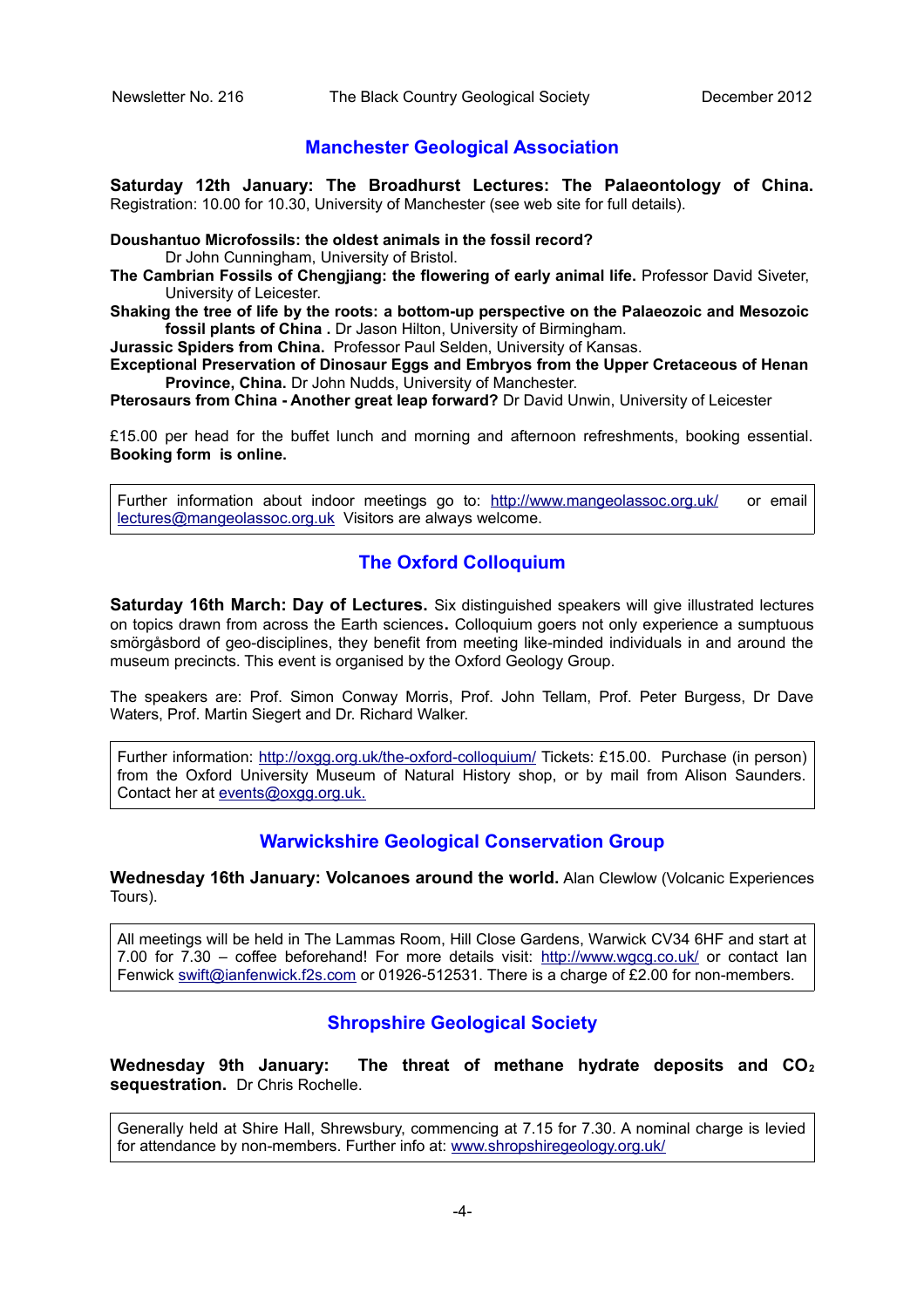## Manchester Geological Association

**Saturday 12th January: The Broadhurst Lectures: The Palaeontology of China.** Registration: 10.00 for 10.30, University of Manchester (see web site for full details).

**Doushantuo Microfossils: the oldest animals in the fossil record?** Dr John Cunningham, University of Bristol.

**The Cambrian Fossils of Chengjiang: the flowering of early animal life.** Professor David Siveter, University of Leicester.

**Shaking the tree of life by the roots: a bottom-up perspective on the Palaeozoic and Mesozoic fossil plants of China .** Dr Jason Hilton, University of Birmingham.

**Jurassic Spiders from China.** Professor Paul Selden, University of Kansas.

**Exceptional Preservation of Dinosaur Eggs and Embryos from the Upper Cretaceous of Henan Province, China.** Dr John Nudds, University of Manchester.

**Pterosaurs from China - Another great leap forward?** Dr David Unwin, University of Leicester

£15.00 per head for the buffet lunch and morning and afternoon refreshments, booking essential. **Booking form is online.**

Further information about indoor meetings go to: http://www.mangeolassoc.org.uk/ or email lectures@mangeolassoc.org.uk Visitors are always welcome.

## The Oxford Colloquium

**Saturday 16th March: Day of Lectures.** Six distinguished speakers will give illustrated lectures on topics drawn from across the Earth sciences**.** Colloquium goers not only experience a sumptuous smörgåsbord of geo-disciplines, they benefit from meeting like-minded individuals in and around the museum precincts. This event is organised by the Oxford Geology Group.

The speakers are: Prof. Simon Conway Morris, Prof. John Tellam, Prof. Peter Burgess, Dr Dave Waters, Prof. Martin Siegert and Dr. Richard Walker.

Further information: http://oxgg.org.uk/the-oxford-colloquium/ Tickets: £15.00. Purchase (in person) from the Oxford University Museum of Natural History shop, or by mail from Alison Saunders. Contact her at events@oxgg.org.uk.

## Warwickshire Geological Conservation Group

**Wednesday 16th January: Volcanoes around the world.** Alan Clewlow (Volcanic Experiences Tours).

All meetings will be held in The Lammas Room, Hill Close Gardens, Warwick CV34 6HF and start at 7.00 for 7.30 – coffee beforehand! For more details visit: http://www.wgcg.co.uk/ or contact Ian Fenwick swift@ianfenwick.f2s.com or 01926-512531. There is a charge of £2.00 for non-members.

## Shropshire Geological Society

**Wednesday 9th January: The threat of methane hydrate deposits and $CO_2$ sequestration.** Dr Chris Rochelle.

Generally held at Shire Hall, Shrewsbury, commencing at 7.15 for 7.30. A nominal charge is levied for attendance by non-members. Further info at: www.shropshiregeology.org.uk/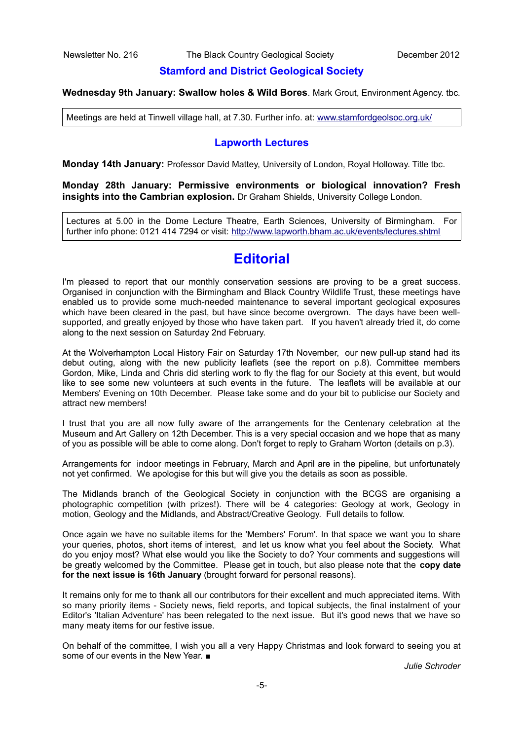## Stamford and District Geological Society

**Wednesday 9th January: Swallow holes & Wild Bores**. Mark Grout, Environment Agency. tbc.

Meetings are held at Tinwell village hall, at 7.30. Further info. at: www.stamfordgeolsoc.org.uk/

## Lapworth Lectures

**Monday 14th January:** Professor David Mattey, University of London, Royal Holloway. Title tbc.

**Monday 28th January: Permissive environments or biological innovation? Fresh insights into the Cambrian explosion.** Dr Graham Shields, University College London.

Lectures at 5.00 in the Dome Lecture Theatre, Earth Sciences, University of Birmingham. For further info phone: 0121 414 7294 or visit: http://www.lapworth.bham.ac.uk/events/lectures.shtml

# Editorial

I'm pleased to report that our monthly conservation sessions are proving to be a great success. Organised in conjunction with the Birmingham and Black Country Wildlife Trust, these meetings have enabled us to provide some much-needed maintenance to several important geological exposures which have been cleared in the past, but have since become overgrown. The days have been well-supported, and greatly enjoyed by those who have taken part. If you haven't already tried it, do come along to the next session on Saturday 2nd February.

At the Wolverhampton Local History Fair on Saturday 17th November, our new pull-up stand had its debut outing, along with the new publicity leaflets (see the report on p.8). Committee members Gordon, Mike, Linda and Chris did sterling work to fly the flag for our Society at this event, but would like to see some new volunteers at such events in the future. The leaflets will be available at our Members' Evening on 10th December. Please take some and do your bit to publicise our Society and attract new members!

I trust that you are all now fully aware of the arrangements for the Centenary celebration at the Museum and Art Gallery on 12th December. This is a very special occasion and we hope that as many of you as possible will be able to come along. Don't forget to reply to Graham Worton (details on p.3).

Arrangements for indoor meetings in February, March and April are in the pipeline, but unfortunately not yet confirmed. We apologise for this but will give you the details as soon as possible.

The Midlands branch of the Geological Society in conjunction with the BCGS are organising a photographic competition (with prizes!). There will be 4 categories: Geology at work, Geology in motion, Geology and the Midlands, and Abstract/Creative Geology. Full details to follow.

Once again we have no suitable items for the 'Members' Forum'. In that space we want you to share your queries, photos, short items of interest, and let us know what you feel about the Society. What do you enjoy most? What else would you like the Society to do? Your comments and suggestions will be greatly welcomed by the Committee. Please get in touch, but also please note that the **copy date for the next issue is 16th January** (brought forward for personal reasons).

It remains only for me to thank all our contributors for their excellent and much appreciated items. With so many priority items - Society news, field reports, and topical subjects, the final instalment of your Editor's 'Italian Adventure' has been relegated to the next issue. But it's good news that we have so many meaty items for our festive issue.

On behalf of the committee, I wish you all a very Happy Christmas and look forward to seeing you at some of our events in the New Year. ■

*Julie Schroder*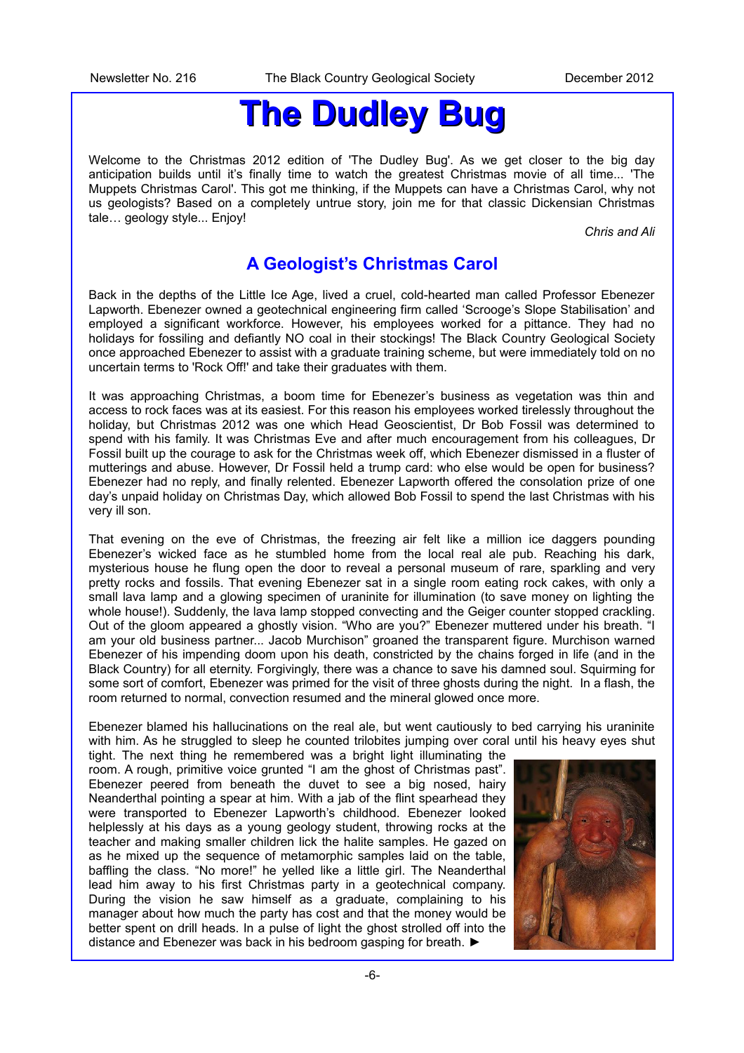# The Dudley Bug

Welcome to the Christmas 2012 edition of 'The Dudley Bug'. As we get closer to the big day anticipation builds until it's finally time to watch the greatest Christmas movie of all time... 'The Muppets Christmas Carol'. This got me thinking, if the Muppets can have a Christmas Carol, why not us geologists? Based on a completely untrue story, join me for that classic Dickensian Christmas tale… geology style... Enjoy!

*Chris and Ali*

## A Geologist's Christmas Carol

Back in the depths of the Little Ice Age, lived a cruel, cold-hearted man called Professor Ebenezer Lapworth. Ebenezer owned a geotechnical engineering firm called 'Scrooge's Slope Stabilisation' and employed a significant workforce. However, his employees worked for a pittance. They had no holidays for fossiling and defiantly NO coal in their stockings! The Black Country Geological Society once approached Ebenezer to assist with a graduate training scheme, but were immediately told on no uncertain terms to 'Rock Off!' and take their graduates with them.

It was approaching Christmas, a boom time for Ebenezer's business as vegetation was thin and access to rock faces was at its easiest. For this reason his employees worked tirelessly throughout the holiday, but Christmas 2012 was one which Head Geoscientist, Dr Bob Fossil was determined to spend with his family. It was Christmas Eve and after much encouragement from his colleagues, Dr Fossil built up the courage to ask for the Christmas week off, which Ebenezer dismissed in a fluster of mutterings and abuse. However, Dr Fossil held a trump card: who else would be open for business? Ebenezer had no reply, and finally relented. Ebenezer Lapworth offered the consolation prize of one day's unpaid holiday on Christmas Day, which allowed Bob Fossil to spend the last Christmas with his very ill son.

That evening on the eve of Christmas, the freezing air felt like a million ice daggers pounding Ebenezer's wicked face as he stumbled home from the local real ale pub. Reaching his dark, mysterious house he flung open the door to reveal a personal museum of rare, sparkling and very pretty rocks and fossils. That evening Ebenezer sat in a single room eating rock cakes, with only a small lava lamp and a glowing specimen of uraninite for illumination (to save money on lighting the whole house!). Suddenly, the lava lamp stopped convecting and the Geiger counter stopped crackling. Out of the gloom appeared a ghostly vision. "Who are you?" Ebenezer muttered under his breath. "I am your old business partner... Jacob Murchison" groaned the transparent figure. Murchison warned Ebenezer of his impending doom upon his death, constricted by the chains forged in life (and in the Black Country) for all eternity. Forgivingly, there was a chance to save his damned soul. Squirming for some sort of comfort, Ebenezer was primed for the visit of three ghosts during the night. In a flash, the room returned to normal, convection resumed and the mineral glowed once more.

Ebenezer blamed his hallucinations on the real ale, but went cautiously to bed carrying his uraninite with him. As he struggled to sleep he counted trilobites jumping over coral until his heavy eyes shut tight. The next thing he remembered was a bright light illuminating the room. A rough, primitive voice grunted "I am the ghost of Christmas past". Ebenezer peered from beneath the duvet to see a big nosed, hairy Neanderthal pointing a spear at him. With a jab of the flint spearhead they were transported to Ebenezer Lapworth's childhood. Ebenezer looked helplessly at his days as a young geology student, throwing rocks at the teacher and making smaller children lick the halite samples. He gazed on as he mixed up the sequence of metamorphic samples laid on the table, baffling the class. "No more!" he yelled like a little girl. The Neanderthal lead him away to his first Christmas party in a geotechnical company. During the vision he saw himself as a graduate, complaining to his manager about how much the party has cost and that the money would be better spent on drill heads. In a pulse of light the ghost strolled off into the distance and Ebenezer was back in his bedroom gasping for breath. ►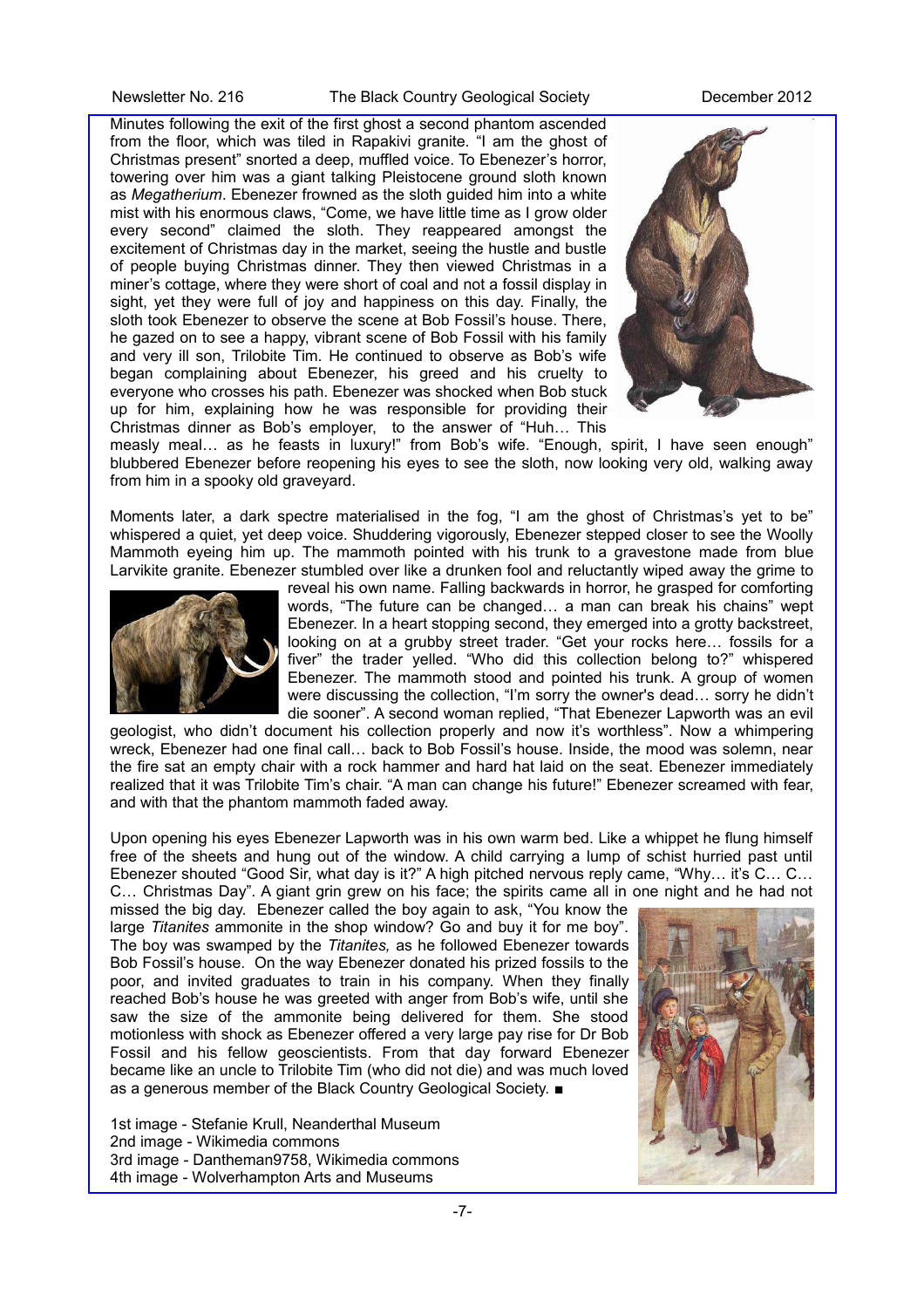Minutes following the exit of the first ghost a second phantom ascended from the floor, which was tiled in Rapakivi granite. "I am the ghost of Christmas present" snorted a deep, muffled voice. To Ebenezer's horror, towering over him was a giant talking Pleistocene ground sloth known as *Megatherium*. Ebenezer frowned as the sloth guided him into a white mist with his enormous claws, "Come, we have little time as I grow older every second" claimed the sloth. They reappeared amongst the excitement of Christmas day in the market, seeing the hustle and bustle of people buying Christmas dinner. They then viewed Christmas in a miner's cottage, where they were short of coal and not a fossil display in sight, yet they were full of joy and happiness on this day. Finally, the sloth took Ebenezer to observe the scene at Bob Fossil's house. There, he gazed on to see a happy, vibrant scene of Bob Fossil with his family and very ill son, Trilobite Tim. He continued to observe as Bob's wife began complaining about Ebenezer, his greed and his cruelty to everyone who crosses his path. Ebenezer was shocked when Bob stuck up for him, explaining how he was responsible for providing their Christmas dinner as Bob's employer, to the answer of "Huh… This measly meal… as he feasts in luxury!" from Bob's wife. "Enough, spirit, I have seen enough" blubbered Ebenezer before reopening his eyes to see the sloth, now looking very old, walking away from him in a spooky old graveyard.

Moments later, a dark spectre materialised in the fog, "I am the ghost of Christmas's yet to be" whispered a quiet, yet deep voice. Shuddering vigorously, Ebenezer stepped closer to see the Woolly Mammoth eyeing him up. The mammoth pointed with his trunk to a gravestone made from blue Larvikite granite. Ebenezer stumbled over like a drunken fool and reluctantly wiped away the grime to reveal his own name. Falling backwards in horror, he grasped for comforting words, "The future can be changed… a man can break his chains" wept Ebenezer. In a heart stopping second, they emerged into a grotty backstreet, looking on at a grubby street trader. "Get your rocks here… fossils for a fiver" the trader yelled. "Who did this collection belong to?" whispered Ebenezer. The mammoth stood and pointed his trunk. A group of women were discussing the collection, "I'm sorry the owner's dead… sorry he didn't die sooner". A second woman replied, "That Ebenezer Lapworth was an evil geologist, who didn't document his collection properly and now it's worthless". Now a whimpering wreck, Ebenezer had one final call… back to Bob Fossil's house. Inside, the mood was solemn, near the fire sat an empty chair with a rock hammer and hard hat laid on the seat. Ebenezer immediately realized that it was Trilobite Tim's chair. "A man can change his future!" Ebenezer screamed with fear, and with that the phantom mammoth faded away.

Upon opening his eyes Ebenezer Lapworth was in his own warm bed. Like a whippet he flung himself free of the sheets and hung out of the window. A child carrying a lump of schist hurried past until Ebenezer shouted "Good Sir, what day is it?" A high pitched nervous reply came, "Why… it's C… C… C… Christmas Day". A giant grin grew on his face; the spirits came all in one night and he had not missed the big day. Ebenezer called the boy again to ask, "You know the large *Titanites* ammonite in the shop window? Go and buy it for me boy". The boy was swamped by the *Titanites,* as he followed Ebenezer towards Bob Fossil's house. On the way Ebenezer donated his prized fossils to the poor, and invited graduates to train in his company. When they finally reached Bob's house he was greeted with anger from Bob's wife, until she saw the size of the ammonite being delivered for them. She stood motionless with shock as Ebenezer offered a very large pay rise for Dr Bob Fossil and his fellow geoscientists. From that day forward Ebenezer became like an uncle to Trilobite Tim (who did not die) and was much loved as a generous member of the Black Country Geological Society. ■

1st image - Stefanie Krull, Neanderthal Museum
2nd image - Wikimedia commons
3rd image - Dantheman9758, Wikimedia commons
4th image - Wolverhampton Arts and Museums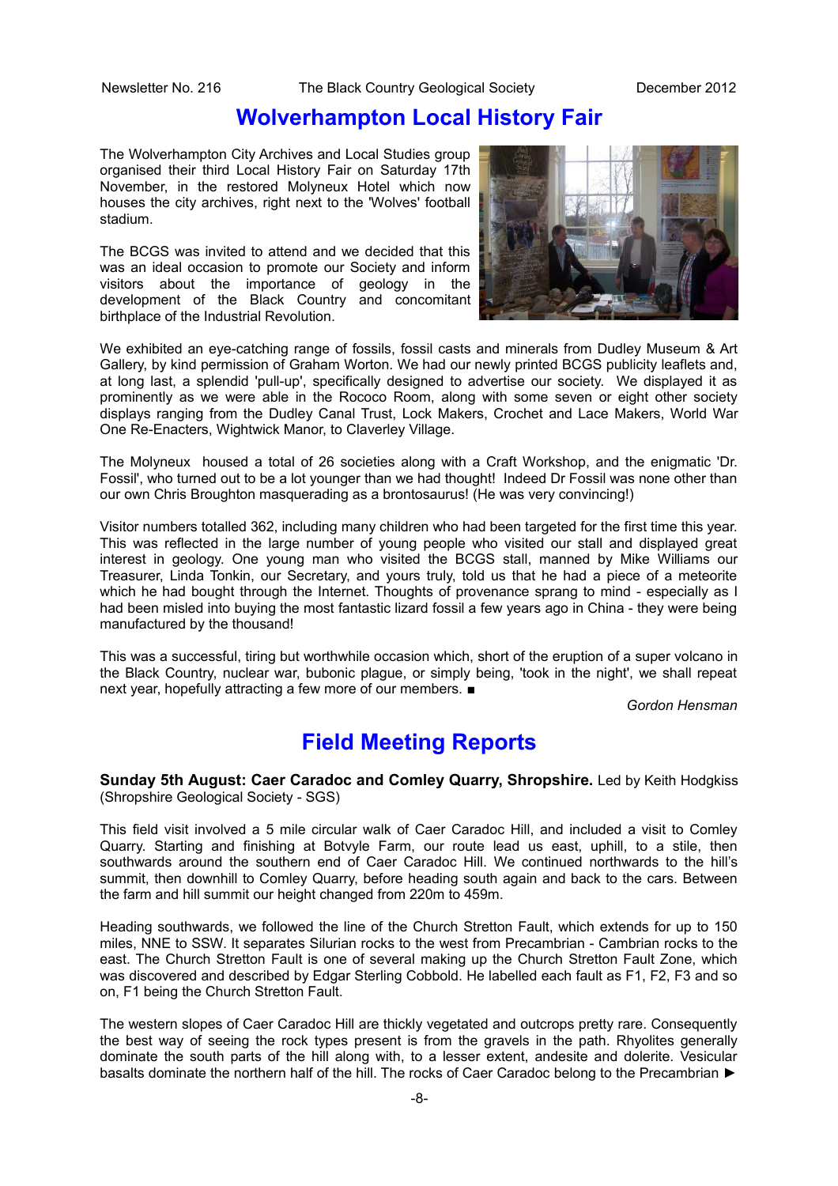# Wolverhampton Local History Fair

The Wolverhampton City Archives and Local Studies group organised their third Local History Fair on Saturday 17th November, in the restored Molyneux Hotel which now houses the city archives, right next to the 'Wolves' football stadium.

The BCGS was invited to attend and we decided that this was an ideal occasion to promote our Society and inform visitors about the importance of geology in the development of the Black Country and concomitant birthplace of the Industrial Revolution.

We exhibited an eye-catching range of fossils, fossil casts and minerals from Dudley Museum & Art Gallery, by kind permission of Graham Worton. We had our newly printed BCGS publicity leaflets and, at long last, a splendid 'pull-up', specifically designed to advertise our society. We displayed it as prominently as we were able in the Rococo Room, along with some seven or eight other society displays ranging from the Dudley Canal Trust, Lock Makers, Crochet and Lace Makers, World War One Re-Enacters, Wightwick Manor, to Claverley Village.

The Molyneux housed a total of 26 societies along with a Craft Workshop, and the enigmatic 'Dr. Fossil', who turned out to be a lot younger than we had thought! Indeed Dr Fossil was none other than our own Chris Broughton masquerading as a brontosaurus! (He was very convincing!)

Visitor numbers totalled 362, including many children who had been targeted for the first time this year. This was reflected in the large number of young people who visited our stall and displayed great interest in geology. One young man who visited the BCGS stall, manned by Mike Williams our Treasurer, Linda Tonkin, our Secretary, and yours truly, told us that he had a piece of a meteorite which he had bought through the Internet. Thoughts of provenance sprang to mind - especially as I had been misled into buying the most fantastic lizard fossil a few years ago in China - they were being manufactured by the thousand!

This was a successful, tiring but worthwhile occasion which, short of the eruption of a super volcano in the Black Country, nuclear war, bubonic plague, or simply being, 'took in the night', we shall repeat next year, hopefully attracting a few more of our members. ■

*Gordon Hensman*

# Field Meeting Reports

**Sunday 5th August: Caer Caradoc and Comley Quarry, Shropshire.** Led by Keith Hodgkiss (Shropshire Geological Society - SGS)

This field visit involved a 5 mile circular walk of Caer Caradoc Hill, and included a visit to Comley Quarry. Starting and finishing at Botvyle Farm, our route lead us east, uphill, to a stile, then southwards around the southern end of Caer Caradoc Hill. We continued northwards to the hill's summit, then downhill to Comley Quarry, before heading south again and back to the cars. Between the farm and hill summit our height changed from 220m to 459m.

Heading southwards, we followed the line of the Church Stretton Fault, which extends for up to 150 miles, NNE to SSW. It separates Silurian rocks to the west from Precambrian - Cambrian rocks to the east. The Church Stretton Fault is one of several making up the Church Stretton Fault Zone, which was discovered and described by Edgar Sterling Cobbold. He labelled each fault as F1, F2, F3 and so on, F1 being the Church Stretton Fault.

The western slopes of Caer Caradoc Hill are thickly vegetated and outcrops pretty rare. Consequently the best way of seeing the rock types present is from the gravels in the path. Rhyolites generally dominate the south parts of the hill along with, to a lesser extent, andesite and dolerite. Vesicular basalts dominate the northern half of the hill. The rocks of Caer Caradoc belong to the Precambrian ►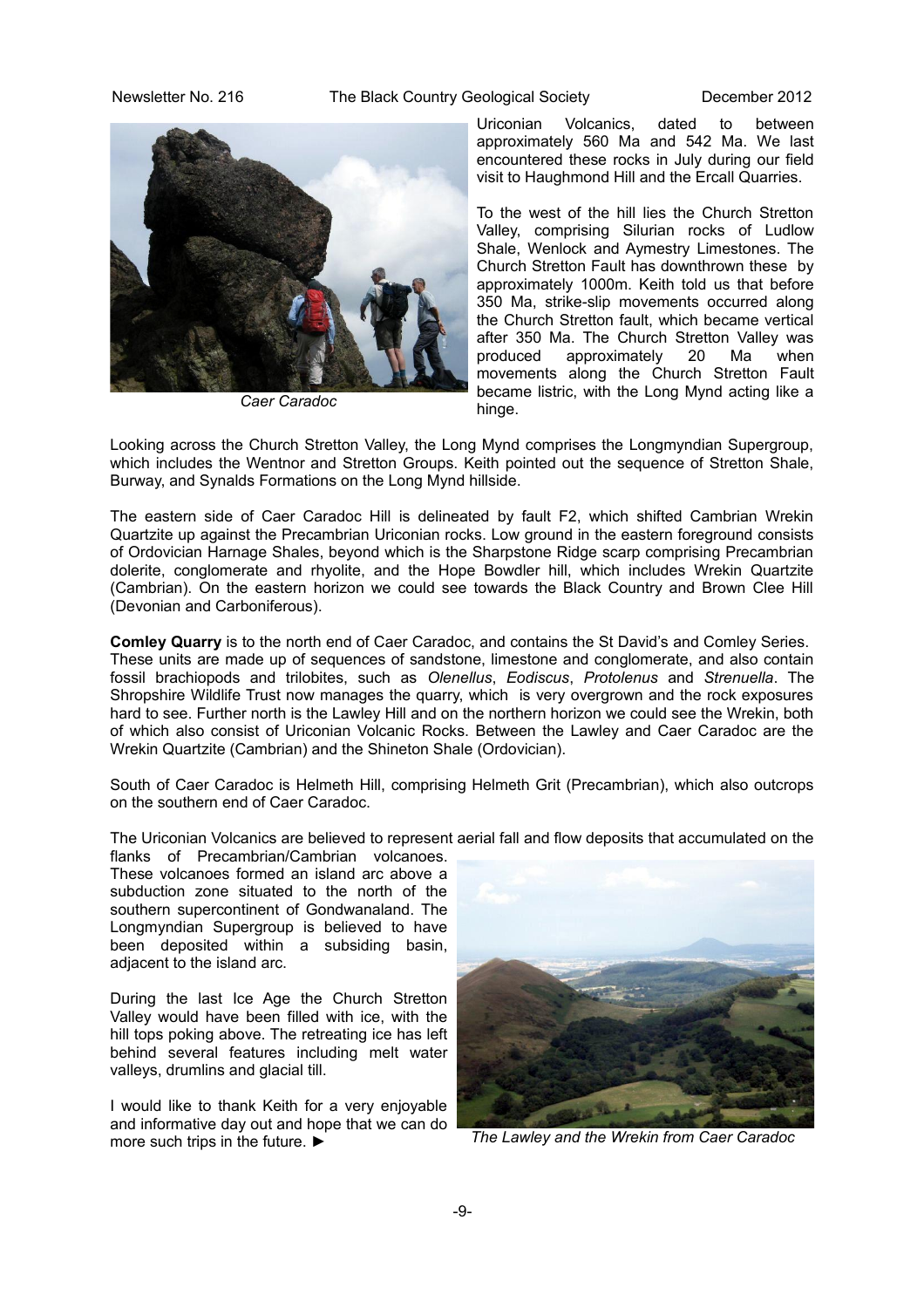Uriconian Volcanics, dated to between approximately 560 Ma and 542 Ma. We last encountered these rocks in July during our field visit to Haughmond Hill and the Ercall Quarries.

*Caer Caradoc*

To the west of the hill lies the Church Stretton Valley, comprising Silurian rocks of Ludlow Shale, Wenlock and Aymestry Limestones. The Church Stretton Fault has downthrown these by approximately 1000m. Keith told us that before 350 Ma, strike-slip movements occurred along the Church Stretton fault, which became vertical after 350 Ma. The Church Stretton Valley was produced approximately 20 Ma when movements along the Church Stretton Fault became listric, with the Long Mynd acting like a hinge.

Looking across the Church Stretton Valley, the Long Mynd comprises the Longmyndian Supergroup, which includes the Wentnor and Stretton Groups. Keith pointed out the sequence of Stretton Shale, Burway, and Synalds Formations on the Long Mynd hillside.

The eastern side of Caer Caradoc Hill is delineated by fault F2, which shifted Cambrian Wrekin Quartzite up against the Precambrian Uriconian rocks. Low ground in the eastern foreground consists of Ordovician Harnage Shales, beyond which is the Sharpstone Ridge scarp comprising Precambrian dolerite, conglomerate and rhyolite, and the Hope Bowdler hill, which includes Wrekin Quartzite (Cambrian). On the eastern horizon we could see towards the Black Country and Brown Clee Hill (Devonian and Carboniferous).

**Comley Quarry** is to the north end of Caer Caradoc, and contains the St David's and Comley Series. These units are made up of sequences of sandstone, limestone and conglomerate, and also contain fossil brachiopods and trilobites, such as *Olenellus*, *Eodiscus*, *Protolenus* and *Strenuella*. The Shropshire Wildlife Trust now manages the quarry, which is very overgrown and the rock exposures hard to see. Further north is the Lawley Hill and on the northern horizon we could see the Wrekin, both of which also consist of Uriconian Volcanic Rocks. Between the Lawley and Caer Caradoc are the Wrekin Quartzite (Cambrian) and the Shineton Shale (Ordovician).

South of Caer Caradoc is Helmeth Hill, comprising Helmeth Grit (Precambrian), which also outcrops on the southern end of Caer Caradoc.

The Uriconian Volcanics are believed to represent aerial fall and flow deposits that accumulated on the flanks of Precambrian/Cambrian volcanoes. These volcanoes formed an island arc above a subduction zone situated to the north of the southern supercontinent of Gondwanaland. The Longmyndian Supergroup is believed to have been deposited within a subsiding basin, adjacent to the island arc.

During the last Ice Age the Church Stretton Valley would have been filled with ice, with the hill tops poking above. The retreating ice has left behind several features including melt water valleys, drumlins and glacial till.

I would like to thank Keith for a very enjoyable and informative day out and hope that we can do more such trips in the future. ►

*The Lawley and the Wrekin from Caer Caradoc*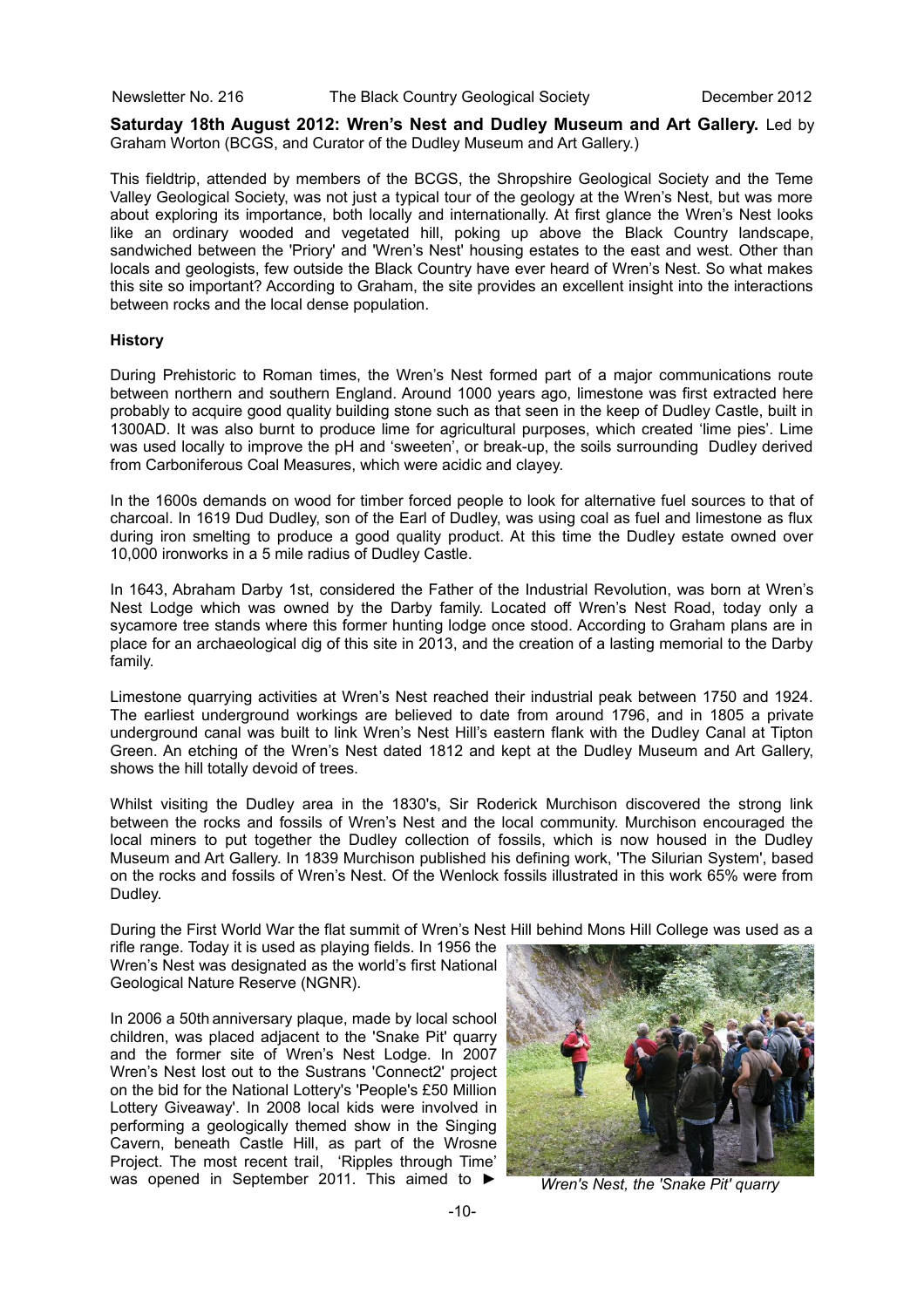**Saturday 18th August 2012: Wren's Nest and Dudley Museum and Art Gallery.** Led by Graham Worton (BCGS, and Curator of the Dudley Museum and Art Gallery.)

This fieldtrip, attended by members of the BCGS, the Shropshire Geological Society and the Teme Valley Geological Society, was not just a typical tour of the geology at the Wren's Nest, but was more about exploring its importance, both locally and internationally. At first glance the Wren's Nest looks like an ordinary wooded and vegetated hill, poking up above the Black Country landscape, sandwiched between the 'Priory' and 'Wren's Nest' housing estates to the east and west. Other than locals and geologists, few outside the Black Country have ever heard of Wren's Nest. So what makes this site so important? According to Graham, the site provides an excellent insight into the interactions between rocks and the local dense population.

**History**

During Prehistoric to Roman times, the Wren's Nest formed part of a major communications route between northern and southern England. Around 1000 years ago, limestone was first extracted here probably to acquire good quality building stone such as that seen in the keep of Dudley Castle, built in 1300AD. It was also burnt to produce lime for agricultural purposes, which created 'lime pies'. Lime was used locally to improve the pH and 'sweeten', or break-up, the soils surrounding Dudley derived from Carboniferous Coal Measures, which were acidic and clayey.

In the 1600s demands on wood for timber forced people to look for alternative fuel sources to that of charcoal. In 1619 Dud Dudley, son of the Earl of Dudley, was using coal as fuel and limestone as flux during iron smelting to produce a good quality product. At this time the Dudley estate owned over 10,000 ironworks in a 5 mile radius of Dudley Castle.

In 1643, Abraham Darby 1st, considered the Father of the Industrial Revolution, was born at Wren's Nest Lodge which was owned by the Darby family. Located off Wren's Nest Road, today only a sycamore tree stands where this former hunting lodge once stood. According to Graham plans are in place for an archaeological dig of this site in 2013, and the creation of a lasting memorial to the Darby family.

Limestone quarrying activities at Wren's Nest reached their industrial peak between 1750 and 1924. The earliest underground workings are believed to date from around 1796, and in 1805 a private underground canal was built to link Wren's Nest Hill's eastern flank with the Dudley Canal at Tipton Green. An etching of the Wren's Nest dated 1812 and kept at the Dudley Museum and Art Gallery, shows the hill totally devoid of trees.

Whilst visiting the Dudley area in the 1830's, Sir Roderick Murchison discovered the strong link between the rocks and fossils of Wren's Nest and the local community. Murchison encouraged the local miners to put together the Dudley collection of fossils, which is now housed in the Dudley Museum and Art Gallery. In 1839 Murchison published his defining work, 'The Silurian System', based on the rocks and fossils of Wren's Nest. Of the Wenlock fossils illustrated in this work 65% were from Dudley.

During the First World War the flat summit of Wren's Nest Hill behind Mons Hill College was used as a rifle range. Today it is used as playing fields. In 1956 the Wren's Nest was designated as the world's first National Geological Nature Reserve (NGNR).

In 2006 a 50th anniversary plaque, made by local school children, was placed adjacent to the 'Snake Pit' quarry and the former site of Wren's Nest Lodge. In 2007 Wren's Nest lost out to the Sustrans 'Connect2' project on the bid for the National Lottery's 'People's £50 Million Lottery Giveaway'. In 2008 local kids were involved in performing a geologically themed show in the Singing Cavern, beneath Castle Hill, as part of the Wrosne Project. The most recent trail, 'Ripples through Time' was opened in September 2011. This aimed to ►

*Wren's Nest, the 'Snake Pit' quarry*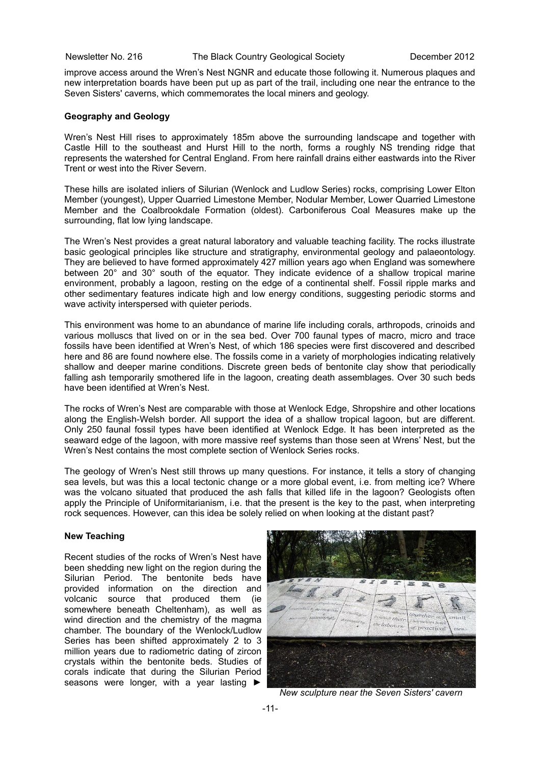improve access around the Wren's Nest NGNR and educate those following it. Numerous plaques and new interpretation boards have been put up as part of the trail, including one near the entrance to the Seven Sisters' caverns, which commemorates the local miners and geology.

**Geography and Geology**

Wren's Nest Hill rises to approximately 185m above the surrounding landscape and together with Castle Hill to the southeast and Hurst Hill to the north, forms a roughly NS trending ridge that represents the watershed for Central England. From here rainfall drains either eastwards into the River Trent or west into the River Severn.

These hills are isolated inliers of Silurian (Wenlock and Ludlow Series) rocks, comprising Lower Elton Member (youngest), Upper Quarried Limestone Member, Nodular Member, Lower Quarried Limestone Member and the Coalbrookdale Formation (oldest). Carboniferous Coal Measures make up the surrounding, flat low lying landscape.

The Wren's Nest provides a great natural laboratory and valuable teaching facility. The rocks illustrate basic geological principles like structure and stratigraphy, environmental geology and palaeontology. They are believed to have formed approximately 427 million years ago when England was somewhere between 20° and 30° south of the equator. They indicate evidence of a shallow tropical marine environment, probably a lagoon, resting on the edge of a continental shelf. Fossil ripple marks and other sedimentary features indicate high and low energy conditions, suggesting periodic storms and wave activity interspersed with quieter periods.

This environment was home to an abundance of marine life including corals, arthropods, crinoids and various molluscs that lived on or in the sea bed. Over 700 faunal types of macro, micro and trace fossils have been identified at Wren's Nest, of which 186 species were first discovered and described here and 86 are found nowhere else. The fossils come in a variety of morphologies indicating relatively shallow and deeper marine conditions. Discrete green beds of bentonite clay show that periodically falling ash temporarily smothered life in the lagoon, creating death assemblages. Over 30 such beds have been identified at Wren's Nest.

The rocks of Wren's Nest are comparable with those at Wenlock Edge, Shropshire and other locations along the English-Welsh border. All support the idea of a shallow tropical lagoon, but are different. Only 250 faunal fossil types have been identified at Wenlock Edge. It has been interpreted as the seaward edge of the lagoon, with more massive reef systems than those seen at Wrens' Nest, but the Wren's Nest contains the most complete section of Wenlock Series rocks.

The geology of Wren's Nest still throws up many questions. For instance, it tells a story of changing sea levels, but was this a local tectonic change or a more global event, i.e. from melting ice? Where was the volcano situated that produced the ash falls that killed life in the lagoon? Geologists often apply the Principle of Uniformitarianism, i.e. that the present is the key to the past, when interpreting rock sequences. However, can this idea be solely relied on when looking at the distant past?

**New Teaching**

Recent studies of the rocks of Wren's Nest have been shedding new light on the region during the Silurian Period. The bentonite beds have provided information on the direction and volcanic source that produced them (ie somewhere beneath Cheltenham), as well as wind direction and the chemistry of the magma chamber. The boundary of the Wenlock/Ludlow Series has been shifted approximately 2 to 3 million years due to radiometric dating of zircon crystals within the bentonite beds. Studies of corals indicate that during the Silurian Period seasons were longer, with a year lasting ►

*New sculpture near the Seven Sisters' cavern*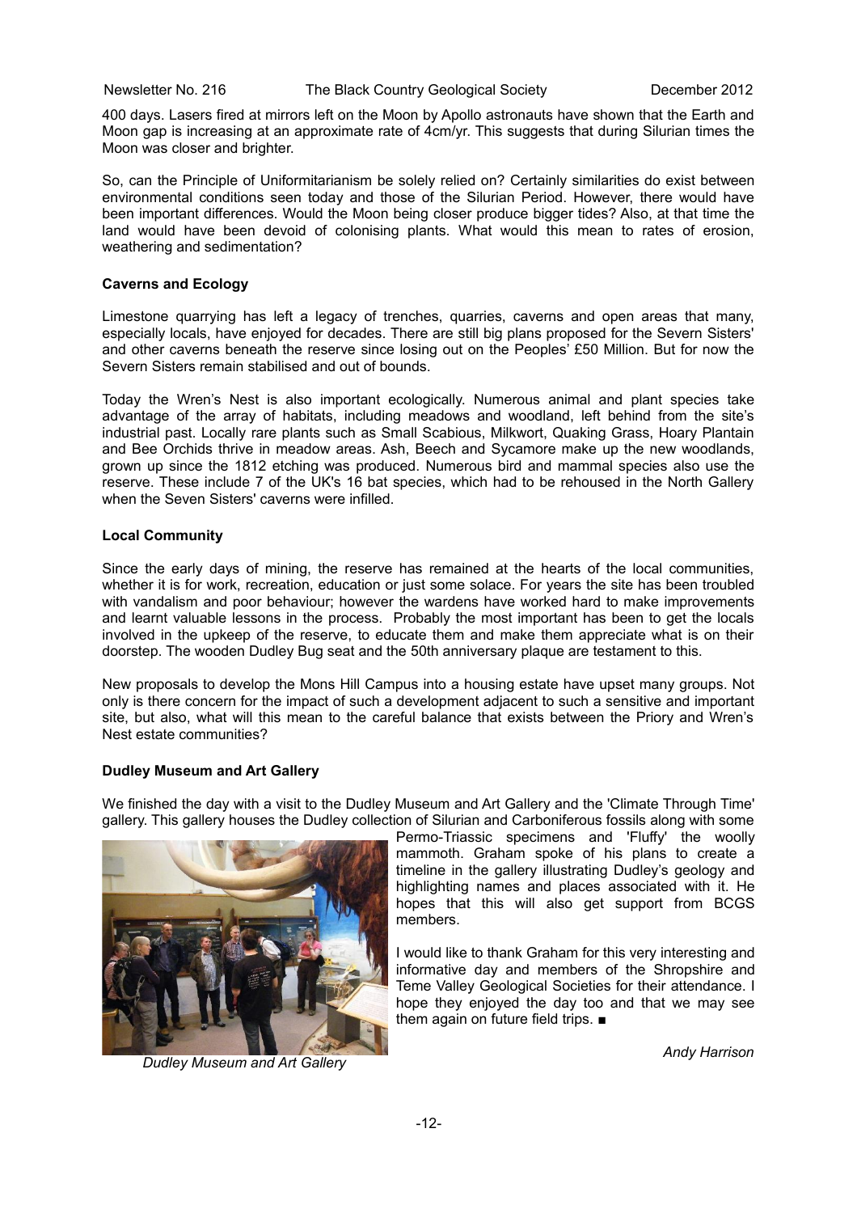400 days. Lasers fired at mirrors left on the Moon by Apollo astronauts have shown that the Earth and Moon gap is increasing at an approximate rate of 4cm/yr. This suggests that during Silurian times the Moon was closer and brighter.

So, can the Principle of Uniformitarianism be solely relied on? Certainly similarities do exist between environmental conditions seen today and those of the Silurian Period. However, there would have been important differences. Would the Moon being closer produce bigger tides? Also, at that time the land would have been devoid of colonising plants. What would this mean to rates of erosion, weathering and sedimentation?

**Caverns and Ecology**

Limestone quarrying has left a legacy of trenches, quarries, caverns and open areas that many, especially locals, have enjoyed for decades. There are still big plans proposed for the Severn Sisters' and other caverns beneath the reserve since losing out on the Peoples' £50 Million. But for now the Severn Sisters remain stabilised and out of bounds.

Today the Wren's Nest is also important ecologically. Numerous animal and plant species take advantage of the array of habitats, including meadows and woodland, left behind from the site's industrial past. Locally rare plants such as Small Scabious, Milkwort, Quaking Grass, Hoary Plantain and Bee Orchids thrive in meadow areas. Ash, Beech and Sycamore make up the new woodlands, grown up since the 1812 etching was produced. Numerous bird and mammal species also use the reserve. These include 7 of the UK's 16 bat species, which had to be rehoused in the North Gallery when the Seven Sisters' caverns were infilled.

**Local Community**

Since the early days of mining, the reserve has remained at the hearts of the local communities, whether it is for work, recreation, education or just some solace. For years the site has been troubled with vandalism and poor behaviour; however the wardens have worked hard to make improvements and learnt valuable lessons in the process. Probably the most important has been to get the locals involved in the upkeep of the reserve, to educate them and make them appreciate what is on their doorstep. The wooden Dudley Bug seat and the 50th anniversary plaque are testament to this.

New proposals to develop the Mons Hill Campus into a housing estate have upset many groups. Not only is there concern for the impact of such a development adjacent to such a sensitive and important site, but also, what will this mean to the careful balance that exists between the Priory and Wren's Nest estate communities?

**Dudley Museum and Art Gallery**

We finished the day with a visit to the Dudley Museum and Art Gallery and the 'Climate Through Time' gallery. This gallery houses the Dudley collection of Silurian and Carboniferous fossils along with some Permo-Triassic specimens and 'Fluffy' the woolly mammoth. Graham spoke of his plans to create a timeline in the gallery illustrating Dudley's geology and highlighting names and places associated with it. He hopes that this will also get support from BCGS members.

*Dudley Museum and Art Gallery*

I would like to thank Graham for this very interesting and informative day and members of the Shropshire and Teme Valley Geological Societies for their attendance. I hope they enjoyed the day too and that we may see them again on future field trips. ■

*Andy Harrison*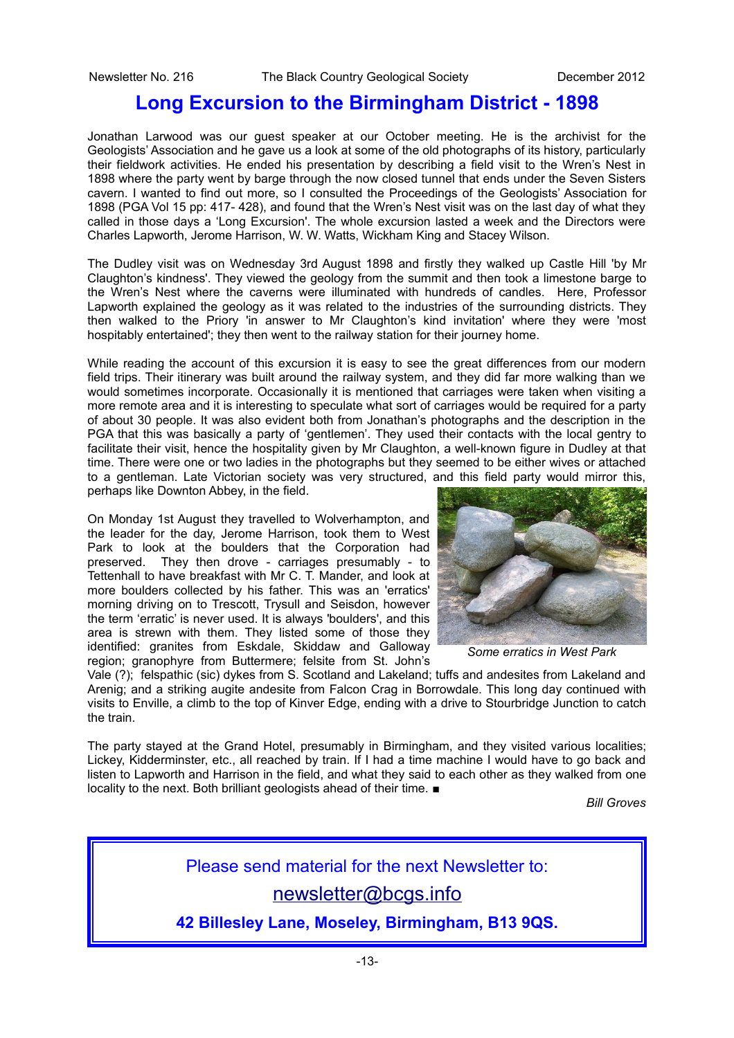# Long Excursion to the Birmingham District - 1898

Jonathan Larwood was our guest speaker at our October meeting. He is the archivist for the Geologists' Association and he gave us a look at some of the old photographs of its history, particularly their fieldwork activities. He ended his presentation by describing a field visit to the Wren's Nest in 1898 where the party went by barge through the now closed tunnel that ends under the Seven Sisters cavern. I wanted to find out more, so I consulted the Proceedings of the Geologists' Association for 1898 (PGA Vol 15 pp: 417- 428), and found that the Wren's Nest visit was on the last day of what they called in those days a 'Long Excursion'. The whole excursion lasted a week and the Directors were Charles Lapworth, Jerome Harrison, W. W. Watts, Wickham King and Stacey Wilson.

The Dudley visit was on Wednesday 3rd August 1898 and firstly they walked up Castle Hill 'by Mr Claughton's kindness'. They viewed the geology from the summit and then took a limestone barge to the Wren's Nest where the caverns were illuminated with hundreds of candles. Here, Professor Lapworth explained the geology as it was related to the industries of the surrounding districts. They then walked to the Priory 'in answer to Mr Claughton's kind invitation' where they were 'most hospitably entertained'; they then went to the railway station for their journey home.

While reading the account of this excursion it is easy to see the great differences from our modern field trips. Their itinerary was built around the railway system, and they did far more walking than we would sometimes incorporate. Occasionally it is mentioned that carriages were taken when visiting a more remote area and it is interesting to speculate what sort of carriages would be required for a party of about 30 people. It was also evident both from Jonathan's photographs and the description in the PGA that this was basically a party of 'gentlemen'. They used their contacts with the local gentry to facilitate their visit, hence the hospitality given by Mr Claughton, a well-known figure in Dudley at that time. There were one or two ladies in the photographs but they seemed to be either wives or attached to a gentleman. Late Victorian society was very structured, and this field party would mirror this, perhaps like Downton Abbey, in the field.

On Monday 1st August they travelled to Wolverhampton, and the leader for the day, Jerome Harrison, took them to West Park to look at the boulders that the Corporation had preserved. They then drove - carriages presumably - to Tettenhall to have breakfast with Mr C. T. Mander, and look at more boulders collected by his father. This was an 'erratics' morning driving on to Trescott, Trysull and Seisdon, however the term 'erratic' is never used. It is always 'boulders', and this area is strewn with them. They listed some of those they identified: granites from Eskdale, Skiddaw and Galloway region; granophyre from Buttermere; felsite from St. John's Vale (?); felspathic (sic) dykes from S. Scotland and Lakeland; tuffs and andesites from Lakeland and Arenig; and a striking augite andesite from Falcon Crag in Borrowdale. This long day continued with visits to Enville, a climb to the top of Kinver Edge, ending with a drive to Stourbridge Junction to catch the train.

*Some erratics in West Park*

The party stayed at the Grand Hotel, presumably in Birmingham, and they visited various localities; Lickey, Kidderminster, etc., all reached by train. If I had a time machine I would have to go back and listen to Lapworth and Harrison in the field, and what they said to each other as they walked from one locality to the next. Both brilliant geologists ahead of their time. ■

*Bill Groves*

---

Please send material for the next Newsletter to:

newsletter@bcgs.info

**42 Billesley Lane, Moseley, Birmingham, B13 9QS.**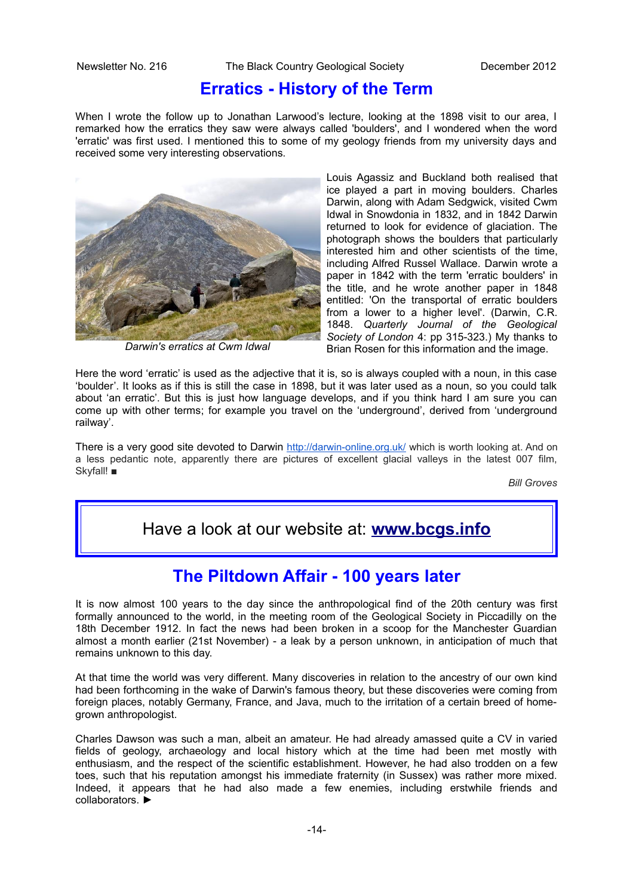# Erratics - History of the Term

When I wrote the follow up to Jonathan Larwood's lecture, looking at the 1898 visit to our area, I remarked how the erratics they saw were always called 'boulders', and I wondered when the word 'erratic' was first used. I mentioned this to some of my geology friends from my university days and received some very interesting observations.

*Darwin's erratics at Cwm Idwal*

Louis Agassiz and Buckland both realised that ice played a part in moving boulders. Charles Darwin, along with Adam Sedgwick, visited Cwm Idwal in Snowdonia in 1832, and in 1842 Darwin returned to look for evidence of glaciation. The photograph shows the boulders that particularly interested him and other scientists of the time, including Alfred Russel Wallace. Darwin wrote a paper in 1842 with the term 'erratic boulders' in the title, and he wrote another paper in 1848 entitled: 'On the transportal of erratic boulders from a lower to a higher level'. (Darwin, C.R. 1848. *Quarterly Journal of the Geological Society of London* 4: pp 315-323.) My thanks to Brian Rosen for this information and the image.

Here the word 'erratic' is used as the adjective that it is, so is always coupled with a noun, in this case 'boulder'. It looks as if this is still the case in 1898, but it was later used as a noun, so you could talk about 'an erratic'. But this is just how language develops, and if you think hard I am sure you can come up with other terms; for example you travel on the 'underground', derived from 'underground railway'.

There is a very good site devoted to Darwin http://darwin-online.org.uk/ which is worth looking at. And on a less pedantic note, apparently there are pictures of excellent glacial valleys in the latest 007 film, Skyfall! ■

*Bill Groves*

Have a look at our website at: **www.bcgs.info**

# The Piltdown Affair - 100 years later

It is now almost 100 years to the day since the anthropological find of the 20th century was first formally announced to the world, in the meeting room of the Geological Society in Piccadilly on the 18th December 1912. In fact the news had been broken in a scoop for the Manchester Guardian almost a month earlier (21st November) - a leak by a person unknown, in anticipation of much that remains unknown to this day.

At that time the world was very different. Many discoveries in relation to the ancestry of our own kind had been forthcoming in the wake of Darwin's famous theory, but these discoveries were coming from foreign places, notably Germany, France, and Java, much to the irritation of a certain breed of home-grown anthropologist.

Charles Dawson was such a man, albeit an amateur. He had already amassed quite a CV in varied fields of geology, archaeology and local history which at the time had been met mostly with enthusiasm, and the respect of the scientific establishment. However, he had also trodden on a few toes, such that his reputation amongst his immediate fraternity (in Sussex) was rather more mixed. Indeed, it appears that he had also made a few enemies, including erstwhile friends and collaborators. ►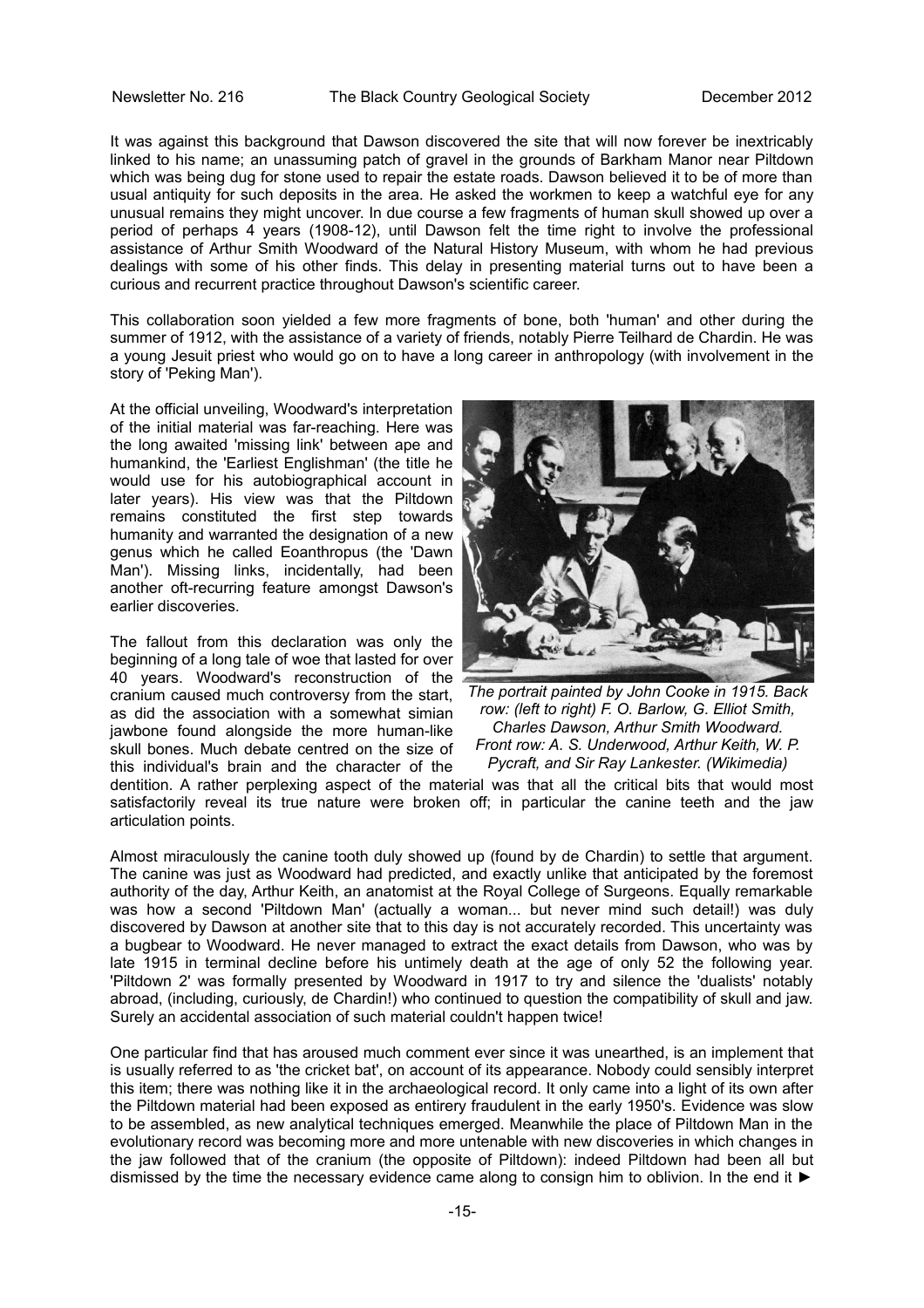It was against this background that Dawson discovered the site that will now forever be inextricably linked to his name; an unassuming patch of gravel in the grounds of Barkham Manor near Piltdown which was being dug for stone used to repair the estate roads. Dawson believed it to be of more than usual antiquity for such deposits in the area. He asked the workmen to keep a watchful eye for any unusual remains they might uncover. In due course a few fragments of human skull showed up over a period of perhaps 4 years (1908-12), until Dawson felt the time right to involve the professional assistance of Arthur Smith Woodward of the Natural History Museum, with whom he had previous dealings with some of his other finds. This delay in presenting material turns out to have been a curious and recurrent practice throughout Dawson's scientific career.

This collaboration soon yielded a few more fragments of bone, both 'human' and other during the summer of 1912, with the assistance of a variety of friends, notably Pierre Teilhard de Chardin. He was a young Jesuit priest who would go on to have a long career in anthropology (with involvement in the story of 'Peking Man').

At the official unveiling, Woodward's interpretation of the initial material was far-reaching. Here was the long awaited 'missing link' between ape and humankind, the 'Earliest Englishman' (the title he would use for his autobiographical account in later years). His view was that the Piltdown remains constituted the first step towards humanity and warranted the designation of a new genus which he called Eoanthropus (the 'Dawn Man'). Missing links, incidentally, had been another oft-recurring feature amongst Dawson's earlier discoveries.

*The portrait painted by John Cooke in 1915. Back row: (left to right) F. O. Barlow, G. Elliot Smith, Charles Dawson, Arthur Smith Woodward. Front row: A. S. Underwood, Arthur Keith, W. P. Pycraft, and Sir Ray Lankester. (Wikimedia)*

The fallout from this declaration was only the beginning of a long tale of woe that lasted for over 40 years. Woodward's reconstruction of the cranium caused much controversy from the start, as did the association with a somewhat simian jawbone found alongside the more human-like skull bones. Much debate centred on the size of this individual's brain and the character of the dentition. A rather perplexing aspect of the material was that all the critical bits that would most satisfactorily reveal its true nature were broken off; in particular the canine teeth and the jaw articulation points.

Almost miraculously the canine tooth duly showed up (found by de Chardin) to settle that argument. The canine was just as Woodward had predicted, and exactly unlike that anticipated by the foremost authority of the day, Arthur Keith, an anatomist at the Royal College of Surgeons. Equally remarkable was how a second 'Piltdown Man' (actually a woman... but never mind such detail!) was duly discovered by Dawson at another site that to this day is not accurately recorded. This uncertainty was a bugbear to Woodward. He never managed to extract the exact details from Dawson, who was by late 1915 in terminal decline before his untimely death at the age of only 52 the following year. 'Piltdown 2' was formally presented by Woodward in 1917 to try and silence the 'dualists' notably abroad, (including, curiously, de Chardin!) who continued to question the compatibility of skull and jaw. Surely an accidental association of such material couldn't happen twice!

One particular find that has aroused much comment ever since it was unearthed, is an implement that is usually referred to as 'the cricket bat', on account of its appearance. Nobody could sensibly interpret this item; there was nothing like it in the archaeological record. It only came into a light of its own after the Piltdown material had been exposed as entirery fraudulent in the early 1950's. Evidence was slow to be assembled, as new analytical techniques emerged. Meanwhile the place of Piltdown Man in the evolutionary record was becoming more and more untenable with new discoveries in which changes in the jaw followed that of the cranium (the opposite of Piltdown): indeed Piltdown had been all but dismissed by the time the necessary evidence came along to consign him to oblivion. In the end it ►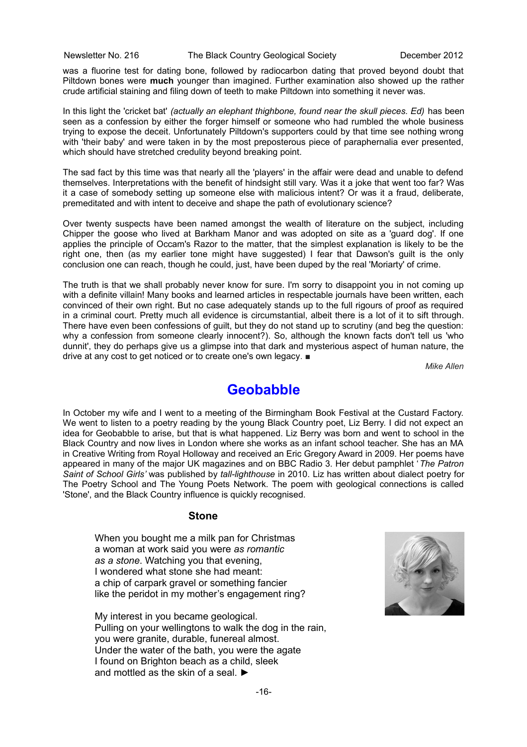was a fluorine test for dating bone, followed by radiocarbon dating that proved beyond doubt that Piltdown bones were **much** younger than imagined. Further examination also showed up the rather crude artificial staining and filing down of teeth to make Piltdown into something it never was.

In this light the 'cricket bat' *(actually an elephant thighbone, found near the skull pieces. Ed)* has been seen as a confession by either the forger himself or someone who had rumbled the whole business trying to expose the deceit. Unfortunately Piltdown's supporters could by that time see nothing wrong with 'their baby' and were taken in by the most preposterous piece of paraphernalia ever presented, which should have stretched credulity beyond breaking point.

The sad fact by this time was that nearly all the 'players' in the affair were dead and unable to defend themselves. Interpretations with the benefit of hindsight still vary. Was it a joke that went too far? Was it a case of somebody setting up someone else with malicious intent? Or was it a fraud, deliberate, premeditated and with intent to deceive and shape the path of evolutionary science?

Over twenty suspects have been named amongst the wealth of literature on the subject, including Chipper the goose who lived at Barkham Manor and was adopted on site as a 'guard dog'. If one applies the principle of Occam's Razor to the matter, that the simplest explanation is likely to be the right one, then (as my earlier tone might have suggested) I fear that Dawson's guilt is the only conclusion one can reach, though he could, just, have been duped by the real 'Moriarty' of crime.

The truth is that we shall probably never know for sure. I'm sorry to disappoint you in not coming up with a definite villain! Many books and learned articles in respectable journals have been written, each convinced of their own right. But no case adequately stands up to the full rigours of proof as required in a criminal court. Pretty much all evidence is circumstantial, albeit there is a lot of it to sift through. There have even been confessions of guilt, but they do not stand up to scrutiny (and beg the question: why a confession from someone clearly innocent?). So, although the known facts don't tell us 'who dunnit', they do perhaps give us a glimpse into that dark and mysterious aspect of human nature, the drive at any cost to get noticed or to create one's own legacy. ■

*Mike Allen*

# Geobabble

In October my wife and I went to a meeting of the Birmingham Book Festival at the Custard Factory. We went to listen to a poetry reading by the young Black Country poet, Liz Berry. I did not expect an idea for Geobabble to arise, but that is what happened. Liz Berry was born and went to school in the Black Country and now lives in London where she works as an infant school teacher. She has an MA in Creative Writing from Royal Holloway and received an Eric Gregory Award in 2009. Her poems have appeared in many of the major UK magazines and on BBC Radio 3. Her debut pamphlet '*The Patron Saint of School Girls'* was published by *tall-lighthouse* in 2010. Liz has written about dialect poetry for The Poetry School and The Young Poets Network. The poem with geological connections is called 'Stone', and the Black Country influence is quickly recognised.

### Stone

When you bought me a milk pan for Christmas
a woman at work said you were *as romantic*
*as a stone*. Watching you that evening,
I wondered what stone she had meant:
a chip of carpark gravel or something fancier
like the peridot in my mother's engagement ring?

My interest in you became geological.
Pulling on your wellingtons to walk the dog in the rain,
you were granite, durable, funereal almost.
Under the water of the bath, you were the agate
I found on Brighton beach as a child, sleek
and mottled as the skin of a seal. ►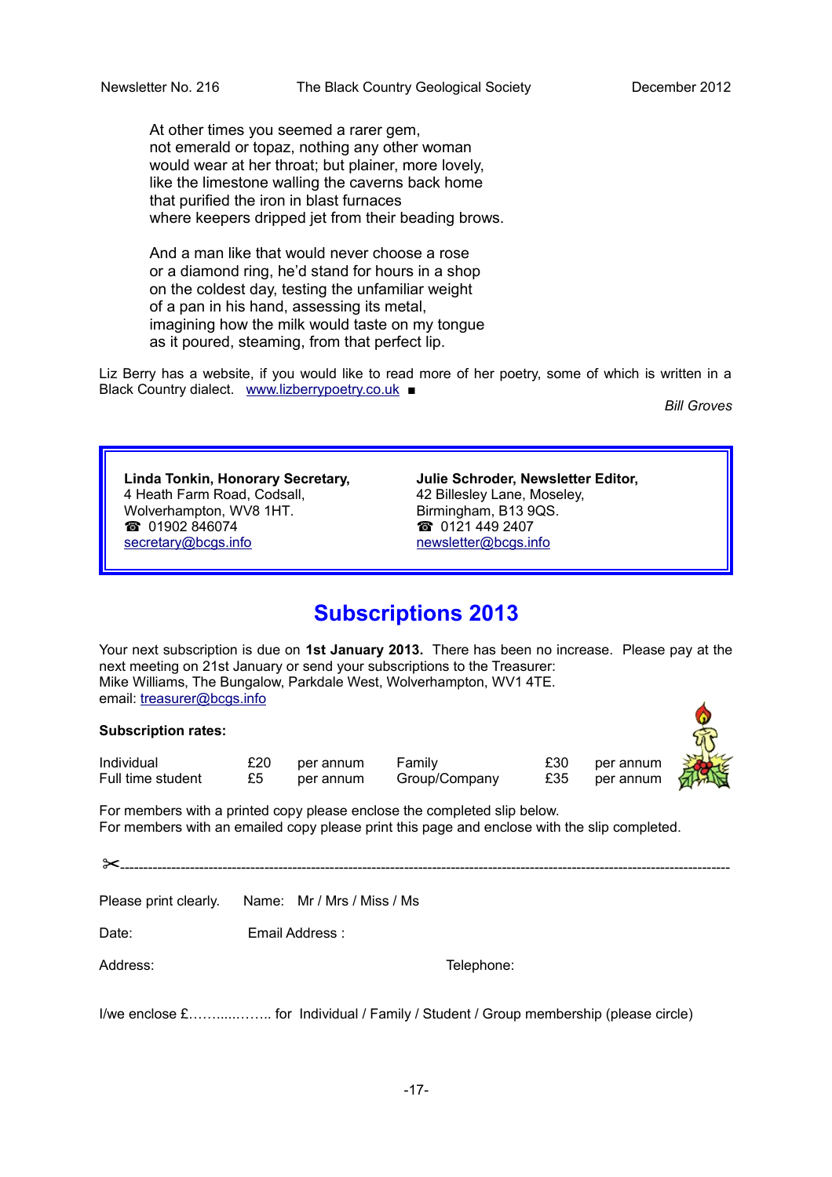At other times you seemed a rarer gem,
not emerald or topaz, nothing any other woman
would wear at her throat; but plainer, more lovely,
like the limestone walling the caverns back home
that purified the iron in blast furnaces
where keepers dripped jet from their beading brows.

And a man like that would never choose a rose
or a diamond ring, he'd stand for hours in a shop
on the coldest day, testing the unfamiliar weight
of a pan in his hand, assessing its metal,
imagining how the milk would taste on my tongue
as it poured, steaming, from that perfect lip.

Liz Berry has a website, if you would like to read more of her poetry, some of which is written in a Black Country dialect. www.lizberrypoetry.co.uk ■

*Bill Groves*

**Linda Tonkin, Honorary Secretary,**
4 Heath Farm Road, Codsall,
Wolverhampton, WV8 1HT.
☎ 01902 846074
secretary@bcgs.info

**Julie Schroder, Newsletter Editor,**
42 Billesley Lane, Moseley,
Birmingham, B13 9QS.
☎ 0121 449 2407
newsletter@bcgs.info

# Subscriptions 2013

Your next subscription is due on **1st January 2013.** There has been no increase. Please pay at the next meeting on 21st January or send your subscriptions to the Treasurer:
Mike Williams, The Bungalow, Parkdale West, Wolverhampton, WV1 4TE.
email: treasurer@bcgs.info

**Subscription rates:**

| | | | | | |
|---|---|---|---|---|---|
| Individual | £20 | per annum | Family | £30 | per annum |
| Full time student | £5 | per annum | Group/Company | £35 | per annum |

For members with a printed copy please enclose the completed slip below.
For members with an emailed copy please print this page and enclose with the slip completed.

✂-----------------------------------------------------------------------------------------------------------

Please print clearly. Name: Mr / Mrs / Miss / Ms

Date: Email Address :

Address: Telephone:

I/we enclose £……....…….. for Individual / Family / Student / Group membership (please circle)